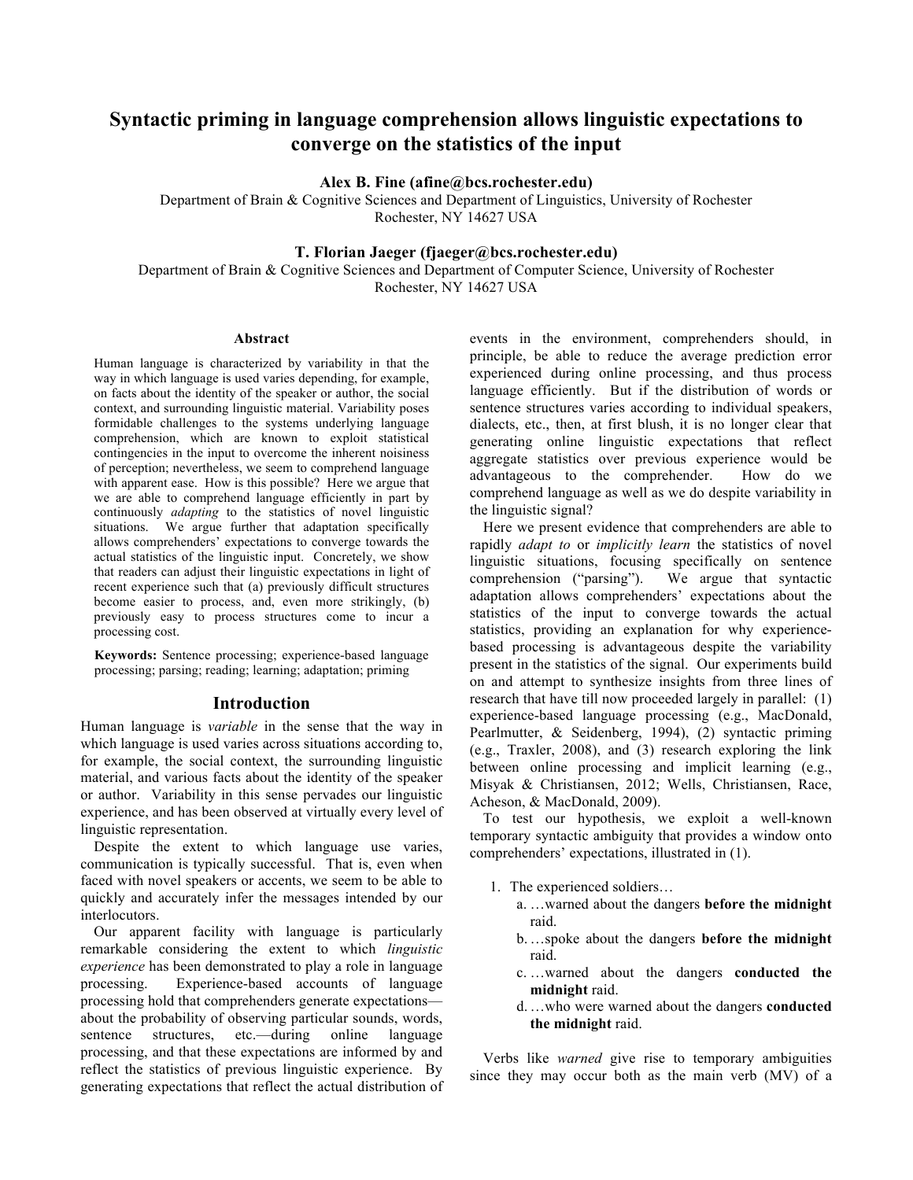# Syntactic priming in language comprehension allows linguistic expectations to converge on the statistics of the input

**Alex B. Fine (afine@bcs.rochester.edu)**
Department of Brain & Cognitive Sciences and Department of Linguistics, University of Rochester
Rochester, NY 14627 USA

**T. Florian Jaeger (fjaeger@bcs.rochester.edu)**
Department of Brain & Cognitive Sciences and Department of Computer Science, University of Rochester
Rochester, NY 14627 USA

## Abstract

Human language is characterized by variability in that the way in which language is used varies depending, for example, on facts about the identity of the speaker or author, the social context, and surrounding linguistic material. Variability poses formidable challenges to the systems underlying language comprehension, which are known to exploit statistical contingencies in the input to overcome the inherent noisiness of perception; nevertheless, we seem to comprehend language with apparent ease. How is this possible? Here we argue that we are able to comprehend language efficiently in part by continuously *adapting* to the statistics of novel linguistic situations. We argue further that adaptation specifically allows comprehenders' expectations to converge towards the actual statistics of the linguistic input. Concretely, we show that readers can adjust their linguistic expectations in light of recent experience such that (a) previously difficult structures become easier to process, and, even more strikingly, (b) previously easy to process structures come to incur a processing cost.

**Keywords:** Sentence processing; experience-based language processing; parsing; reading; learning; adaptation; priming

## Introduction

Human language is *variable* in the sense that the way in which language is used varies across situations according to, for example, the social context, the surrounding linguistic material, and various facts about the identity of the speaker or author. Variability in this sense pervades our linguistic experience, and has been observed at virtually every level of linguistic representation.

Despite the extent to which language use varies, communication is typically successful. That is, even when faced with novel speakers or accents, we seem to be able to quickly and accurately infer the messages intended by our interlocutors.

Our apparent facility with language is particularly remarkable considering the extent to which *linguistic experience* has been demonstrated to play a role in language processing. Experience-based accounts of language processing hold that comprehenders generate expectations—about the probability of observing particular sounds, words, sentence structures, etc.—during online language processing, and that these expectations are informed by and reflect the statistics of previous linguistic experience. By generating expectations that reflect the actual distribution of events in the environment, comprehenders should, in principle, be able to reduce the average prediction error experienced during online processing, and thus process language efficiently. But if the distribution of words or sentence structures varies according to individual speakers, dialects, etc., then, at first blush, it is no longer clear that generating online linguistic expectations that reflect aggregate statistics over previous experience would be advantageous to the comprehender. How do we comprehend language as well as we do despite variability in the linguistic signal?

Here we present evidence that comprehenders are able to rapidly *adapt to* or *implicitly learn* the statistics of novel linguistic situations, focusing specifically on sentence comprehension ("parsing"). We argue that syntactic adaptation allows comprehenders' expectations about the statistics of the input to converge towards the actual statistics, providing an explanation for why experience-based processing is advantageous despite the variability present in the statistics of the signal. Our experiments build on and attempt to synthesize insights from three lines of research that have till now proceeded largely in parallel: (1) experience-based language processing (e.g., MacDonald, Pearlmutter, & Seidenberg, 1994), (2) syntactic priming (e.g., Traxler, 2008), and (3) research exploring the link between online processing and implicit learning (e.g., Misyak & Christiansen, 2012; Wells, Christiansen, Race, Acheson, & MacDonald, 2009).

To test our hypothesis, we exploit a well-known temporary syntactic ambiguity that provides a window onto comprehenders' expectations, illustrated in (1).

1. The experienced soldiers…
   a. …warned about the dangers **before the midnight** raid.
   b. …spoke about the dangers **before the midnight** raid.
   c. …warned about the dangers **conducted the midnight** raid.
   d. …who were warned about the dangers **conducted the midnight** raid.

Verbs like *warned* give rise to temporary ambiguities since they may occur both as the main verb (MV) of a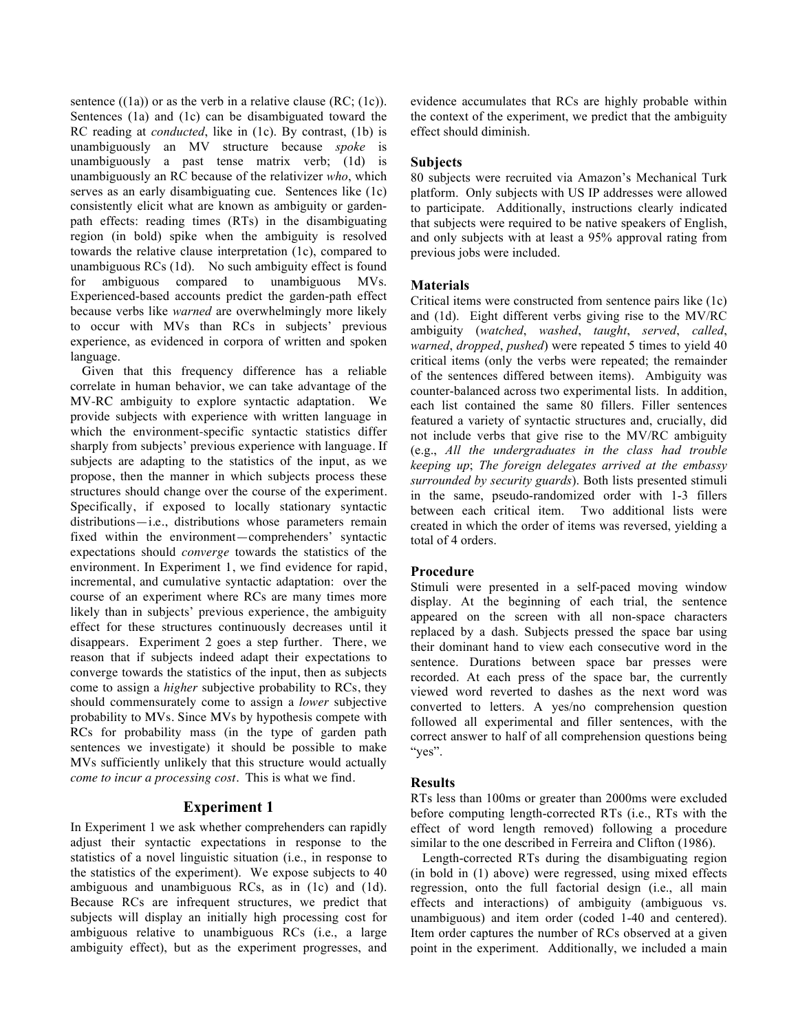sentence ((1a)) or as the verb in a relative clause (RC; (1c)). Sentences (1a) and (1c) can be disambiguated toward the RC reading at *conducted*, like in (1c). By contrast, (1b) is unambiguously an MV structure because *spoke* is unambiguously a past tense matrix verb; (1d) is unambiguously an RC because of the relativizer *who*, which serves as an early disambiguating cue. Sentences like (1c) consistently elicit what are known as ambiguity or garden-path effects: reading times (RTs) in the disambiguating region (in bold) spike when the ambiguity is resolved towards the relative clause interpretation (1c), compared to unambiguous RCs (1d). No such ambiguity effect is found for ambiguous compared to unambiguous MVs. Experienced-based accounts predict the garden-path effect because verbs like *warned* are overwhelmingly more likely to occur with MVs than RCs in subjects' previous experience, as evidenced in corpora of written and spoken language.

Given that this frequency difference has a reliable correlate in human behavior, we can take advantage of the MV-RC ambiguity to explore syntactic adaptation. We provide subjects with experience with written language in which the environment-specific syntactic statistics differ sharply from subjects' previous experience with language. If subjects are adapting to the statistics of the input, as we propose, then the manner in which subjects process these structures should change over the course of the experiment. Specifically, if exposed to locally stationary syntactic distributions—i.e., distributions whose parameters remain fixed within the environment—comprehenders' syntactic expectations should *converge* towards the statistics of the environment. In Experiment 1, we find evidence for rapid, incremental, and cumulative syntactic adaptation: over the course of an experiment where RCs are many times more likely than in subjects' previous experience, the ambiguity effect for these structures continuously decreases until it disappears. Experiment 2 goes a step further. There, we reason that if subjects indeed adapt their expectations to converge towards the statistics of the input, then as subjects come to assign a *higher* subjective probability to RCs, they should commensurately come to assign a *lower* subjective probability to MVs. Since MVs by hypothesis compete with RCs for probability mass (in the type of garden path sentences we investigate) it should be possible to make MVs sufficiently unlikely that this structure would actually *come to incur a processing cost*. This is what we find.

## Experiment 1

In Experiment 1 we ask whether comprehenders can rapidly adjust their syntactic expectations in response to the statistics of a novel linguistic situation (i.e., in response to the statistics of the experiment). We expose subjects to 40 ambiguous and unambiguous RCs, as in (1c) and (1d). Because RCs are infrequent structures, we predict that subjects will display an initially high processing cost for ambiguous relative to unambiguous RCs (i.e., a large ambiguity effect), but as the experiment progresses, and evidence accumulates that RCs are highly probable within the context of the experiment, we predict that the ambiguity effect should diminish.

### Subjects

80 subjects were recruited via Amazon's Mechanical Turk platform. Only subjects with US IP addresses were allowed to participate. Additionally, instructions clearly indicated that subjects were required to be native speakers of English, and only subjects with at least a 95% approval rating from previous jobs were included.

### Materials

Critical items were constructed from sentence pairs like (1c) and (1d). Eight different verbs giving rise to the MV/RC ambiguity (*watched*, *washed*, *taught*, *served*, *called*, *warned*, *dropped*, *pushed*) were repeated 5 times to yield 40 critical items (only the verbs were repeated; the remainder of the sentences differed between items). Ambiguity was counter-balanced across two experimental lists. In addition, each list contained the same 80 fillers. Filler sentences featured a variety of syntactic structures and, crucially, did not include verbs that give rise to the MV/RC ambiguity (e.g., *All the undergraduates in the class had trouble keeping up*; *The foreign delegates arrived at the embassy surrounded by security guards*). Both lists presented stimuli in the same, pseudo-randomized order with 1-3 fillers between each critical item. Two additional lists were created in which the order of items was reversed, yielding a total of 4 orders.

### Procedure

Stimuli were presented in a self-paced moving window display. At the beginning of each trial, the sentence appeared on the screen with all non-space characters replaced by a dash. Subjects pressed the space bar using their dominant hand to view each consecutive word in the sentence. Durations between space bar presses were recorded. At each press of the space bar, the currently viewed word reverted to dashes as the next word was converted to letters. A yes/no comprehension question followed all experimental and filler sentences, with the correct answer to half of all comprehension questions being "yes".

### Results

RTs less than 100ms or greater than 2000ms were excluded before computing length-corrected RTs (i.e., RTs with the effect of word length removed) following a procedure similar to the one described in Ferreira and Clifton (1986).

Length-corrected RTs during the disambiguating region (in bold in (1) above) were regressed, using mixed effects regression, onto the full factorial design (i.e., all main effects and interactions) of ambiguity (ambiguous vs. unambiguous) and item order (coded 1-40 and centered). Item order captures the number of RCs observed at a given point in the experiment. Additionally, we included a main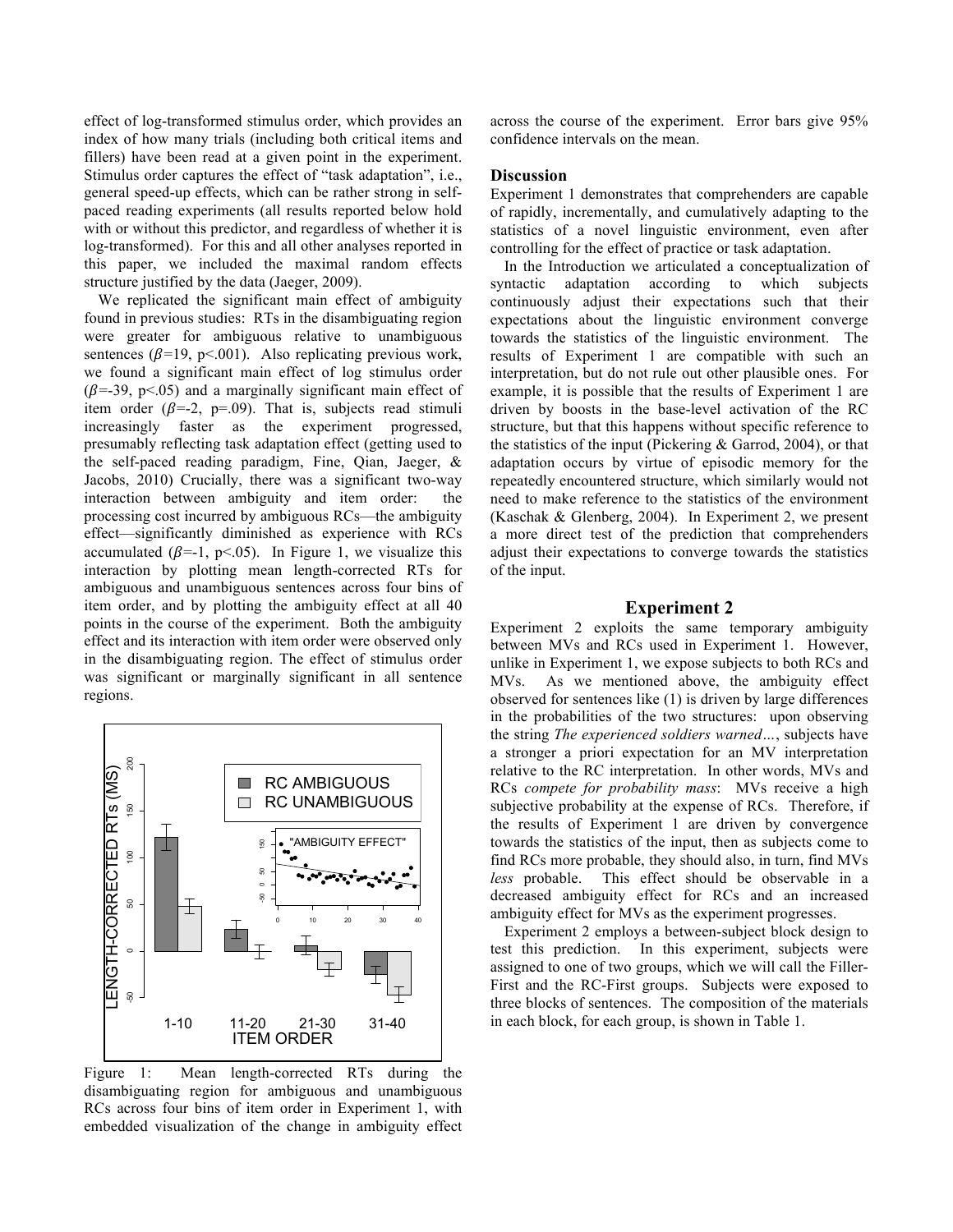effect of log-transformed stimulus order, which provides an index of how many trials (including both critical items and fillers) have been read at a given point in the experiment. Stimulus order captures the effect of "task adaptation", i.e., general speed-up effects, which can be rather strong in self-paced reading experiments (all results reported below hold with or without this predictor, and regardless of whether it is log-transformed). For this and all other analyses reported in this paper, we included the maximal random effects structure justified by the data (Jaeger, 2009).

We replicated the significant main effect of ambiguity found in previous studies: RTs in the disambiguating region were greater for ambiguous relative to unambiguous sentences ($\beta$=19, p<.001). Also replicating previous work, we found a significant main effect of log stimulus order ($\beta$=-39, p<.05) and a marginally significant main effect of item order ($\beta$=-2, p=.09). That is, subjects read stimuli increasingly faster as the experiment progressed, presumably reflecting task adaptation effect (getting used to the self-paced reading paradigm, Fine, Qian, Jaeger, & Jacobs, 2010) Crucially, there was a significant two-way interaction between ambiguity and item order: the processing cost incurred by ambiguous RCs—the ambiguity effect—significantly diminished as experience with RCs accumulated ($\beta$=-1, p<.05). In Figure 1, we visualize this interaction by plotting mean length-corrected RTs for ambiguous and unambiguous sentences across four bins of item order, and by plotting the ambiguity effect at all 40 points in the course of the experiment. Both the ambiguity effect and its interaction with item order were observed only in the disambiguating region. The effect of stimulus order was significant or marginally significant in all sentence regions.

Figure 1: Mean length-corrected RTs during the disambiguating region for ambiguous and unambiguous RCs across four bins of item order in Experiment 1, with embedded visualization of the change in ambiguity effect across the course of the experiment. Error bars give 95% confidence intervals on the mean.

### Discussion

Experiment 1 demonstrates that comprehenders are capable of rapidly, incrementally, and cumulatively adapting to the statistics of a novel linguistic environment, even after controlling for the effect of practice or task adaptation.

In the Introduction we articulated a conceptualization of syntactic adaptation according to which subjects continuously adjust their expectations such that their expectations about the linguistic environment converge towards the statistics of the linguistic environment. The results of Experiment 1 are compatible with such an interpretation, but do not rule out other plausible ones. For example, it is possible that the results of Experiment 1 are driven by boosts in the base-level activation of the RC structure, but that this happens without specific reference to the statistics of the input (Pickering & Garrod, 2004), or that adaptation occurs by virtue of episodic memory for the repeatedly encountered structure, which similarly would not need to make reference to the statistics of the environment (Kaschak & Glenberg, 2004). In Experiment 2, we present a more direct test of the prediction that comprehenders adjust their expectations to converge towards the statistics of the input.

## Experiment 2

Experiment 2 exploits the same temporary ambiguity between MVs and RCs used in Experiment 1. However, unlike in Experiment 1, we expose subjects to both RCs and MVs. As we mentioned above, the ambiguity effect observed for sentences like (1) is driven by large differences in the probabilities of the two structures: upon observing the string *The experienced soldiers warned…*, subjects have a stronger a priori expectation for an MV interpretation relative to the RC interpretation. In other words, MVs and RCs *compete for probability mass*: MVs receive a high subjective probability at the expense of RCs. Therefore, if the results of Experiment 1 are driven by convergence towards the statistics of the input, then as subjects come to find RCs more probable, they should also, in turn, find MVs *less* probable. This effect should be observable in a decreased ambiguity effect for RCs and an increased ambiguity effect for MVs as the experiment progresses.

Experiment 2 employs a between-subject block design to test this prediction. In this experiment, subjects were assigned to one of two groups, which we will call the Filler-First and the RC-First groups. Subjects were exposed to three blocks of sentences. The composition of the materials in each block, for each group, is shown in Table 1.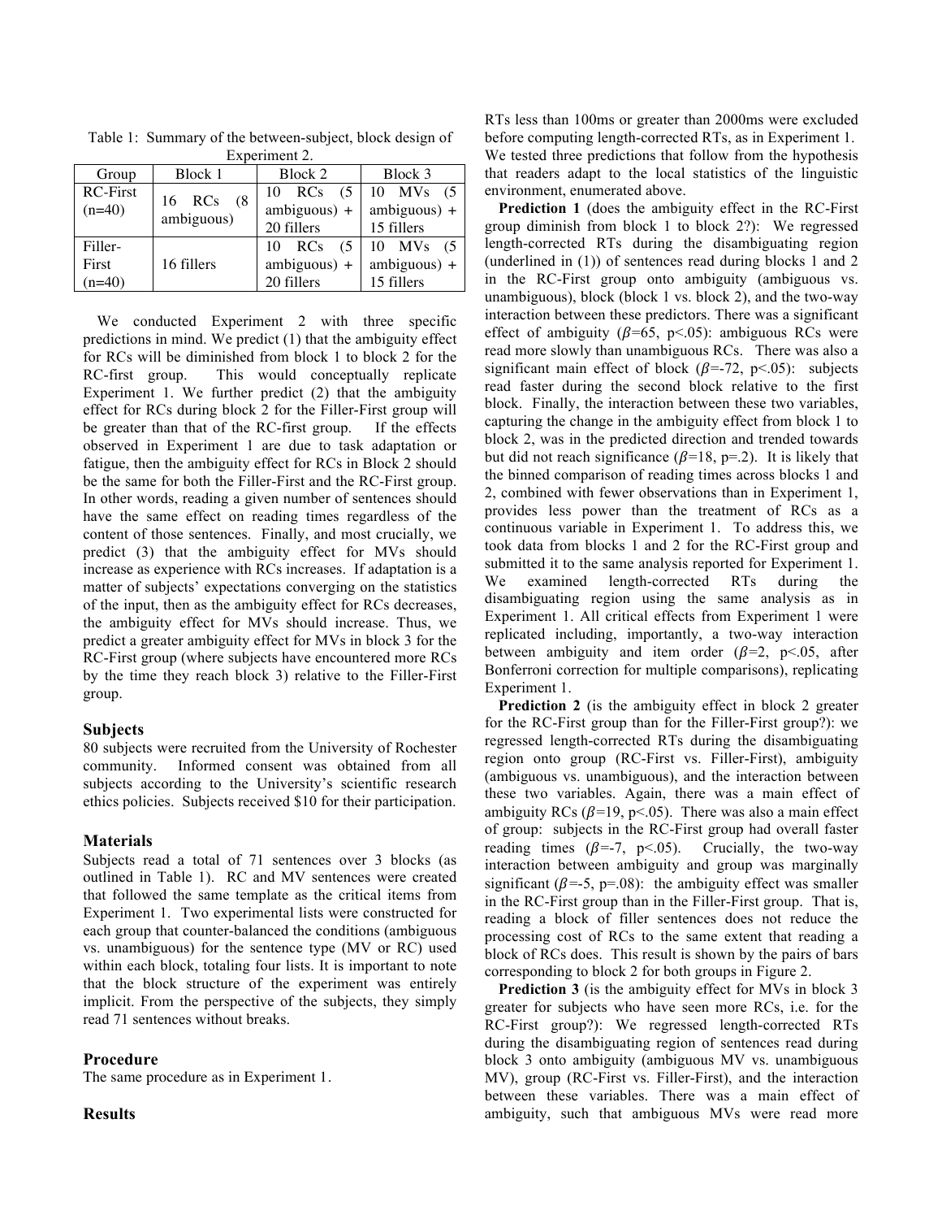Table 1: Summary of the between-subject, block design of Experiment 2.

| Group | Block 1 | Block 2 | Block 3 |
|---|---|---|---|
| RC-First (n=40) | 16 RCs (8 ambiguous) | 10 RCs (5 ambiguous) + 20 fillers | 10 MVs (5 ambiguous) + 15 fillers |
| Filler-First (n=40) | 16 fillers | 10 RCs (5 ambiguous) + 20 fillers | 10 MVs (5 ambiguous) + 15 fillers |

We conducted Experiment 2 with three specific predictions in mind. We predict (1) that the ambiguity effect for RCs will be diminished from block 1 to block 2 for the RC-first group. This would conceptually replicate Experiment 1. We further predict (2) that the ambiguity effect for RCs during block 2 for the Filler-First group will be greater than that of the RC-first group. If the effects observed in Experiment 1 are due to task adaptation or fatigue, then the ambiguity effect for RCs in Block 2 should be the same for both the Filler-First and the RC-First group. In other words, reading a given number of sentences should have the same effect on reading times regardless of the content of those sentences. Finally, and most crucially, we predict (3) that the ambiguity effect for MVs should increase as experience with RCs increases. If adaptation is a matter of subjects' expectations converging on the statistics of the input, then as the ambiguity effect for RCs decreases, the ambiguity effect for MVs should increase. Thus, we predict a greater ambiguity effect for MVs in block 3 for the RC-First group (where subjects have encountered more RCs by the time they reach block 3) relative to the Filler-First group.

### Subjects

80 subjects were recruited from the University of Rochester community. Informed consent was obtained from all subjects according to the University's scientific research ethics policies. Subjects received $10 for their participation.

### Materials

Subjects read a total of 71 sentences over 3 blocks (as outlined in Table 1). RC and MV sentences were created that followed the same template as the critical items from Experiment 1. Two experimental lists were constructed for each group that counter-balanced the conditions (ambiguous vs. unambiguous) for the sentence type (MV or RC) used within each block, totaling four lists. It is important to note that the block structure of the experiment was entirely implicit. From the perspective of the subjects, they simply read 71 sentences without breaks.

### Procedure

The same procedure as in Experiment 1.

### Results

RTs less than 100ms or greater than 2000ms were excluded before computing length-corrected RTs, as in Experiment 1. We tested three predictions that follow from the hypothesis that readers adapt to the local statistics of the linguistic environment, enumerated above.

**Prediction 1** (does the ambiguity effect in the RC-First group diminish from block 1 to block 2?): We regressed length-corrected RTs during the disambiguating region (underlined in (1)) of sentences read during blocks 1 and 2 in the RC-First group onto ambiguity (ambiguous vs. unambiguous), block (block 1 vs. block 2), and the two-way interaction between these predictors. There was a significant effect of ambiguity ($\beta$=65, p<.05): ambiguous RCs were read more slowly than unambiguous RCs. There was also a significant main effect of block ($\beta$=-72, p<.05): subjects read faster during the second block relative to the first block. Finally, the interaction between these two variables, capturing the change in the ambiguity effect from block 1 to block 2, was in the predicted direction and trended towards but did not reach significance ($\beta$=18, p=.2). It is likely that the binned comparison of reading times across blocks 1 and 2, combined with fewer observations than in Experiment 1, provides less power than the treatment of RCs as a continuous variable in Experiment 1. To address this, we took data from blocks 1 and 2 for the RC-First group and submitted it to the same analysis reported for Experiment 1. We examined length-corrected RTs during the disambiguating region using the same analysis as in Experiment 1. All critical effects from Experiment 1 were replicated including, importantly, a two-way interaction between ambiguity and item order ($\beta$=2, p<.05, after Bonferroni correction for multiple comparisons), replicating Experiment 1.

**Prediction 2** (is the ambiguity effect in block 2 greater for the RC-First group than for the Filler-First group?): we regressed length-corrected RTs during the disambiguating region onto group (RC-First vs. Filler-First), ambiguity (ambiguous vs. unambiguous), and the interaction between these two variables. Again, there was a main effect of ambiguity RCs ($\beta$=19, p<.05). There was also a main effect of group: subjects in the RC-First group had overall faster reading times ($\beta$=-7, p<.05). Crucially, the two-way interaction between ambiguity and group was marginally significant ($\beta$=-5, p=.08): the ambiguity effect was smaller in the RC-First group than in the Filler-First group. That is, reading a block of filler sentences does not reduce the processing cost of RCs to the same extent that reading a block of RCs does. This result is shown by the pairs of bars corresponding to block 2 for both groups in Figure 2.

**Prediction 3** (is the ambiguity effect for MVs in block 3 greater for subjects who have seen more RCs, i.e. for the RC-First group?): We regressed length-corrected RTs during the disambiguating region of sentences read during block 3 onto ambiguity (ambiguous MV vs. unambiguous MV), group (RC-First vs. Filler-First), and the interaction between these variables. There was a main effect of ambiguity, such that ambiguous MVs were read more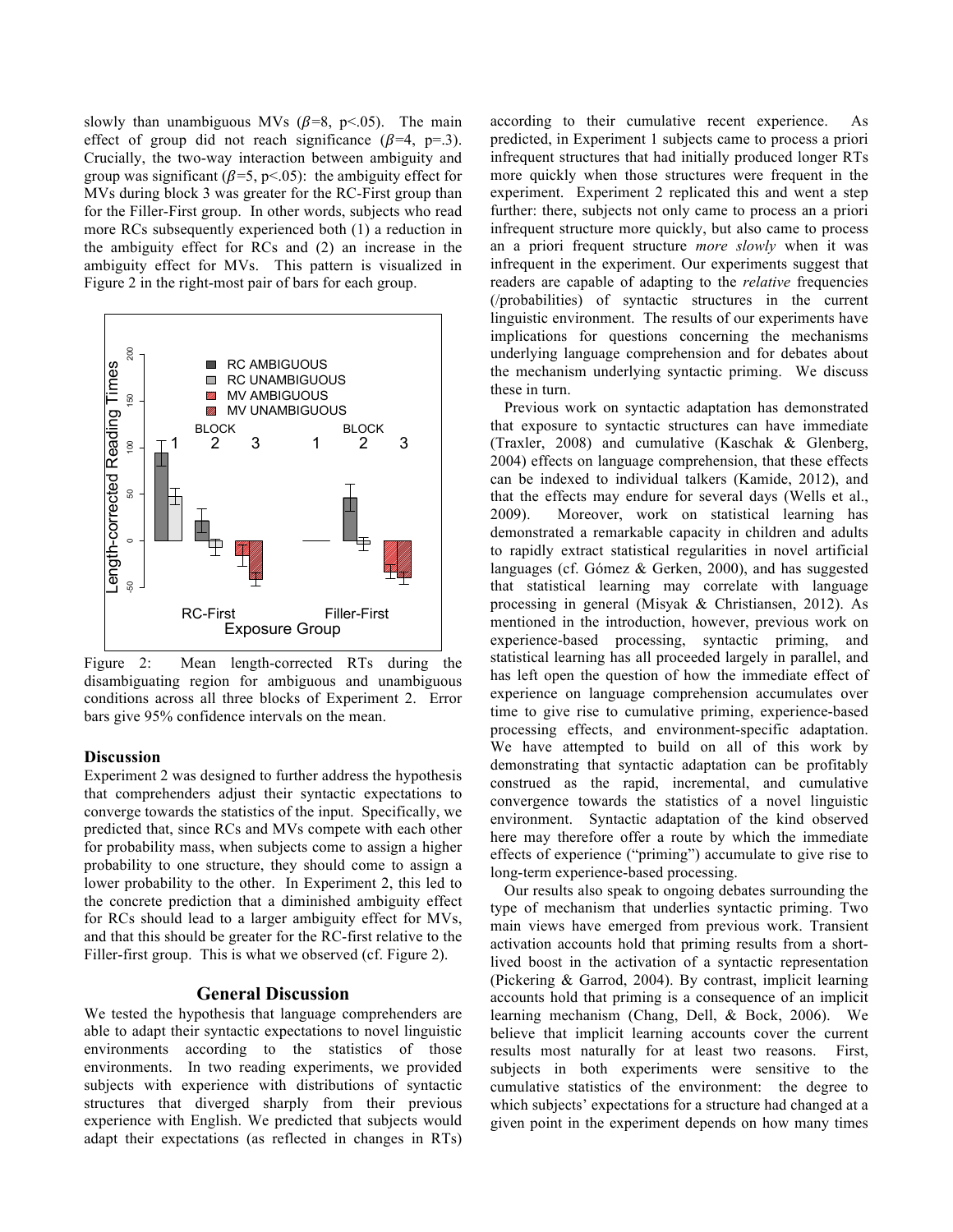slowly than unambiguous MVs ($\beta$=8, p<.05). The main effect of group did not reach significance ($\beta$=4, p=.3). Crucially, the two-way interaction between ambiguity and group was significant ($\beta$=5, p<.05): the ambiguity effect for MVs during block 3 was greater for the RC-First group than for the Filler-First group. In other words, subjects who read more RCs subsequently experienced both (1) a reduction in the ambiguity effect for RCs and (2) an increase in the ambiguity effect for MVs. This pattern is visualized in Figure 2 in the right-most pair of bars for each group.

Figure 2: Mean length-corrected RTs during the disambiguating region for ambiguous and unambiguous conditions across all three blocks of Experiment 2. Error bars give 95% confidence intervals on the mean.

### Discussion

Experiment 2 was designed to further address the hypothesis that comprehenders adjust their syntactic expectations to converge towards the statistics of the input. Specifically, we predicted that, since RCs and MVs compete with each other for probability mass, when subjects come to assign a higher probability to one structure, they should come to assign a lower probability to the other. In Experiment 2, this led to the concrete prediction that a diminished ambiguity effect for RCs should lead to a larger ambiguity effect for MVs, and that this should be greater for the RC-first relative to the Filler-first group. This is what we observed (cf. Figure 2).

## General Discussion

We tested the hypothesis that language comprehenders are able to adapt their syntactic expectations to novel linguistic environments according to the statistics of those environments. In two reading experiments, we provided subjects with experience with distributions of syntactic structures that diverged sharply from their previous experience with English. We predicted that subjects would adapt their expectations (as reflected in changes in RTs) according to their cumulative recent experience. As predicted, in Experiment 1 subjects came to process a priori infrequent structures that had initially produced longer RTs more quickly when those structures were frequent in the experiment. Experiment 2 replicated this and went a step further: there, subjects not only came to process an a priori infrequent structure more quickly, but also came to process an a priori frequent structure *more slowly* when it was infrequent in the experiment. Our experiments suggest that readers are capable of adapting to the *relative* frequencies (/probabilities) of syntactic structures in the current linguistic environment. The results of our experiments have implications for questions concerning the mechanisms underlying language comprehension and for debates about the mechanism underlying syntactic priming. We discuss these in turn.

Previous work on syntactic adaptation has demonstrated that exposure to syntactic structures can have immediate (Traxler, 2008) and cumulative (Kaschak & Glenberg, 2004) effects on language comprehension, that these effects can be indexed to individual talkers (Kamide, 2012), and that the effects may endure for several days (Wells et al., 2009). Moreover, work on statistical learning has demonstrated a remarkable capacity in children and adults to rapidly extract statistical regularities in novel artificial languages (cf. Gómez & Gerken, 2000), and has suggested that statistical learning may correlate with language processing in general (Misyak & Christiansen, 2012). As mentioned in the introduction, however, previous work on experience-based processing, syntactic priming, and statistical learning has all proceeded largely in parallel, and has left open the question of how the immediate effect of experience on language comprehension accumulates over time to give rise to cumulative priming, experience-based processing effects, and environment-specific adaptation. We have attempted to build on all of this work by demonstrating that syntactic adaptation can be profitably construed as the rapid, incremental, and cumulative convergence towards the statistics of a novel linguistic environment. Syntactic adaptation of the kind observed here may therefore offer a route by which the immediate effects of experience ("priming") accumulate to give rise to long-term experience-based processing.

Our results also speak to ongoing debates surrounding the type of mechanism that underlies syntactic priming. Two main views have emerged from previous work. Transient activation accounts hold that priming results from a short-lived boost in the activation of a syntactic representation (Pickering & Garrod, 2004). By contrast, implicit learning accounts hold that priming is a consequence of an implicit learning mechanism (Chang, Dell, & Bock, 2006). We believe that implicit learning accounts cover the current results most naturally for at least two reasons. First, subjects in both experiments were sensitive to the cumulative statistics of the environment: the degree to which subjects' expectations for a structure had changed at a given point in the experiment depends on how many times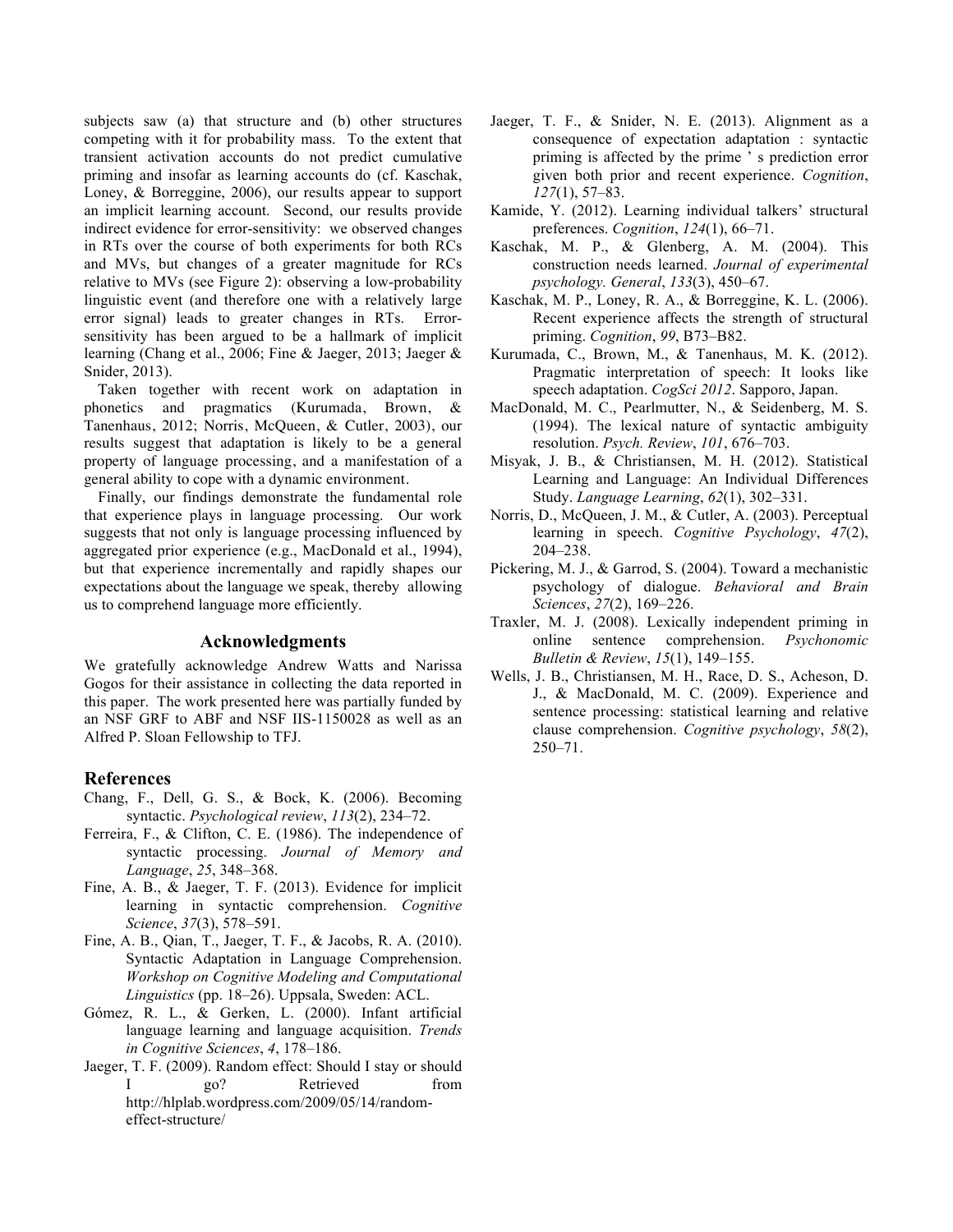subjects saw (a) that structure and (b) other structures competing with it for probability mass. To the extent that transient activation accounts do not predict cumulative priming and insofar as learning accounts do (cf. Kaschak, Loney, & Borreggine, 2006), our results appear to support an implicit learning account. Second, our results provide indirect evidence for error-sensitivity: we observed changes in RTs over the course of both experiments for both RCs and MVs, but changes of a greater magnitude for RCs relative to MVs (see Figure 2): observing a low-probability linguistic event (and therefore one with a relatively large error signal) leads to greater changes in RTs. Error-sensitivity has been argued to be a hallmark of implicit learning (Chang et al., 2006; Fine & Jaeger, 2013; Jaeger & Snider, 2013).

Taken together with recent work on adaptation in phonetics and pragmatics (Kurumada, Brown, & Tanenhaus, 2012; Norris, McQueen, & Cutler, 2003), our results suggest that adaptation is likely to be a general property of language processing, and a manifestation of a general ability to cope with a dynamic environment.

Finally, our findings demonstrate the fundamental role that experience plays in language processing. Our work suggests that not only is language processing influenced by aggregated prior experience (e.g., MacDonald et al., 1994), but that experience incrementally and rapidly shapes our expectations about the language we speak, thereby allowing us to comprehend language more efficiently.

## Acknowledgments

We gratefully acknowledge Andrew Watts and Narissa Gogos for their assistance in collecting the data reported in this paper. The work presented here was partially funded by an NSF GRF to ABF and NSF IIS-1150028 as well as an Alfred P. Sloan Fellowship to TFJ.

## References

Chang, F., Dell, G. S., & Bock, K. (2006). Becoming syntactic. *Psychological review*, *113*(2), 234–72.

Ferreira, F., & Clifton, C. E. (1986). The independence of syntactic processing. *Journal of Memory and Language*, *25*, 348–368.

Fine, A. B., & Jaeger, T. F. (2013). Evidence for implicit learning in syntactic comprehension. *Cognitive Science*, *37*(3), 578–591.

Fine, A. B., Qian, T., Jaeger, T. F., & Jacobs, R. A. (2010). Syntactic Adaptation in Language Comprehension. *Workshop on Cognitive Modeling and Computational Linguistics* (pp. 18–26). Uppsala, Sweden: ACL.

Gómez, R. L., & Gerken, L. (2000). Infant artificial language learning and language acquisition. *Trends in Cognitive Sciences*, *4*, 178–186.

Jaeger, T. F. (2009). Random effect: Should I stay or should I go? Retrieved from http://hlplab.wordpress.com/2009/05/14/random-effect-structure/

Jaeger, T. F., & Snider, N. E. (2013). Alignment as a consequence of expectation adaptation : syntactic priming is affected by the prime ' s prediction error given both prior and recent experience. *Cognition*, *127*(1), 57–83.

Kamide, Y. (2012). Learning individual talkers' structural preferences. *Cognition*, *124*(1), 66–71.

Kaschak, M. P., & Glenberg, A. M. (2004). This construction needs learned. *Journal of experimental psychology. General*, *133*(3), 450–67.

Kaschak, M. P., Loney, R. A., & Borreggine, K. L. (2006). Recent experience affects the strength of structural priming. *Cognition*, *99*, B73–B82.

Kurumada, C., Brown, M., & Tanenhaus, M. K. (2012). Pragmatic interpretation of speech: It looks like speech adaptation. *CogSci 2012*. Sapporo, Japan.

MacDonald, M. C., Pearlmutter, N., & Seidenberg, M. S. (1994). The lexical nature of syntactic ambiguity resolution. *Psych. Review*, *101*, 676–703.

Misyak, J. B., & Christiansen, M. H. (2012). Statistical Learning and Language: An Individual Differences Study. *Language Learning*, *62*(1), 302–331.

Norris, D., McQueen, J. M., & Cutler, A. (2003). Perceptual learning in speech. *Cognitive Psychology*, *47*(2), 204–238.

Pickering, M. J., & Garrod, S. (2004). Toward a mechanistic psychology of dialogue. *Behavioral and Brain Sciences*, *27*(2), 169–226.

Traxler, M. J. (2008). Lexically independent priming in online sentence comprehension. *Psychonomic Bulletin & Review*, *15*(1), 149–155.

Wells, J. B., Christiansen, M. H., Race, D. S., Acheson, D. J., & MacDonald, M. C. (2009). Experience and sentence processing: statistical learning and relative clause comprehension. *Cognitive psychology*, *58*(2), 250–71.